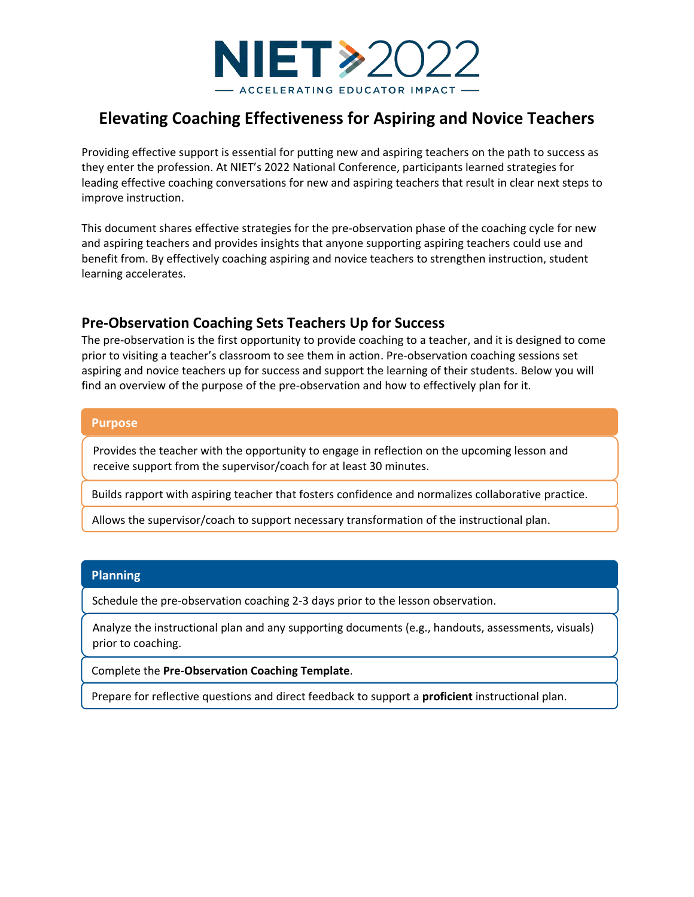# NIET 2022

ACCELERATING EDUCATOR IMPACT

## Elevating Coaching Effectiveness for Aspiring and Novice Teachers

Providing effective support is essential for putting new and aspiring teachers on the path to success as they enter the profession. At NIET's 2022 National Conference, participants learned strategies for leading effective coaching conversations for new and aspiring teachers that result in clear next steps to improve instruction.

This document shares effective strategies for the pre-observation phase of the coaching cycle for new and aspiring teachers and provides insights that anyone supporting aspiring teachers could use and benefit from. By effectively coaching aspiring and novice teachers to strengthen instruction, student learning accelerates.

### Pre-Observation Coaching Sets Teachers Up for Success

The pre-observation is the first opportunity to provide coaching to a teacher, and it is designed to come prior to visiting a teacher's classroom to see them in action. Pre-observation coaching sessions set aspiring and novice teachers up for success and support the learning of their students. Below you will find an overview of the purpose of the pre-observation and how to effectively plan for it.

**Purpose**

- Provides the teacher with the opportunity to engage in reflection on the upcoming lesson and receive support from the supervisor/coach for at least 30 minutes.
- Builds rapport with aspiring teacher that fosters confidence and normalizes collaborative practice.
- Allows the supervisor/coach to support necessary transformation of the instructional plan.

**Planning**

- Schedule the pre-observation coaching 2-3 days prior to the lesson observation.
- Analyze the instructional plan and any supporting documents (e.g., handouts, assessments, visuals) prior to coaching.
- Complete the **Pre-Observation Coaching Template**.
- Prepare for reflective questions and direct feedback to support a **proficient** instructional plan.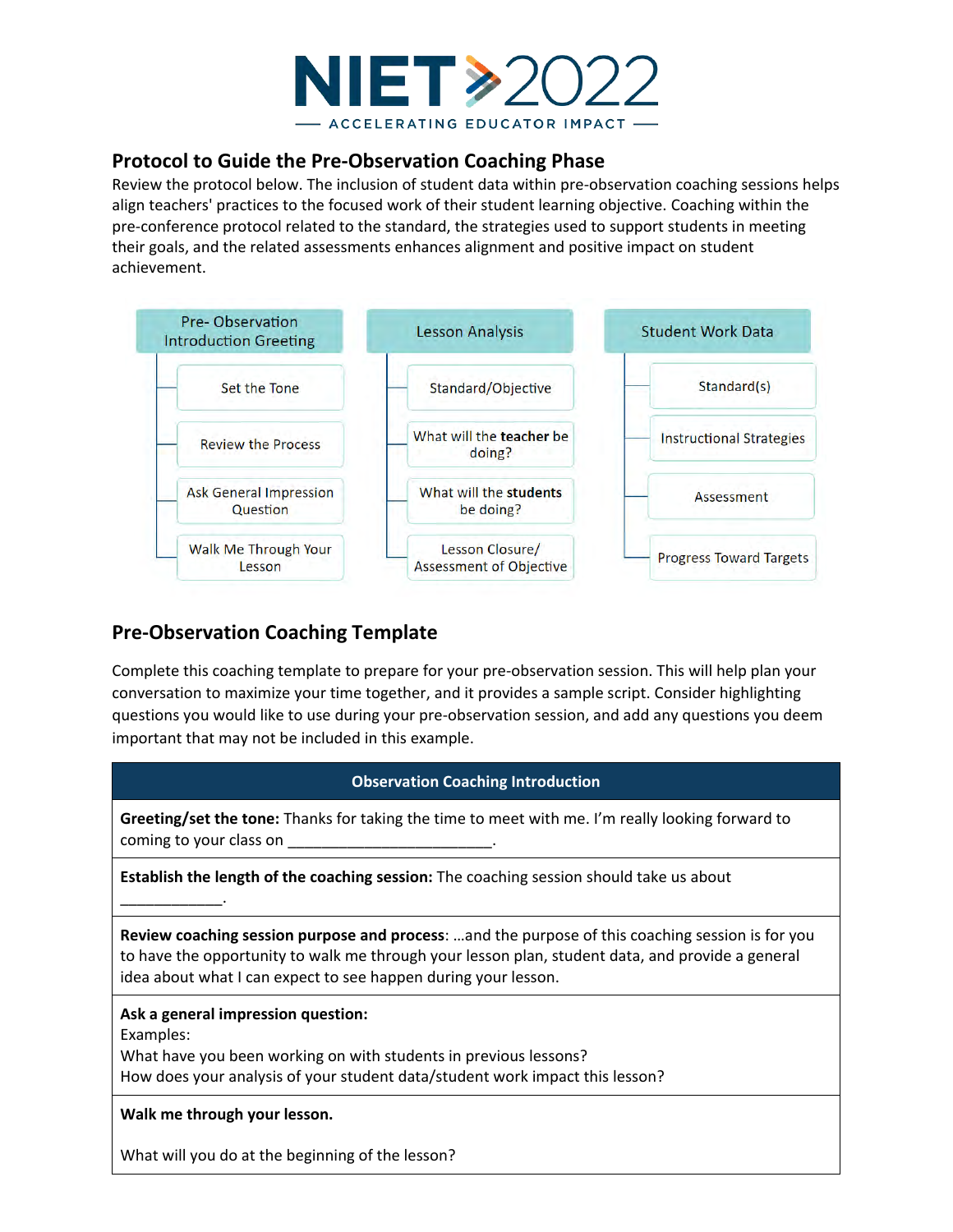NIET 2022

ACCELERATING EDUCATOR IMPACT

## Protocol to Guide the Pre-Observation Coaching Phase

Review the protocol below. The inclusion of student data within pre-observation coaching sessions helps align teachers' practices to the focused work of their student learning objective. Coaching within the pre-conference protocol related to the standard, the strategies used to support students in meeting their goals, and the related assessments enhances alignment and positive impact on student achievement.

**Pre- Observation Introduction Greeting**
- Set the Tone
- Review the Process
- Ask General Impression Question
- Walk Me Through Your Lesson

**Lesson Analysis**
- Standard/Objective
- What will the **teacher** be doing?
- What will the **students** be doing?
- Lesson Closure/ Assessment of Objective

**Student Work Data**
- Standard(s)
- Instructional Strategies
- Assessment
- Progress Toward Targets

## Pre-Observation Coaching Template

Complete this coaching template to prepare for your pre-observation session. This will help plan your conversation to maximize your time together, and it provides a sample script. Consider highlighting questions you would like to use during your pre-observation session, and add any questions you deem important that may not be included in this example.

| Observation Coaching Introduction |
|---|
| **Greeting/set the tone:** Thanks for taking the time to meet with me. I'm really looking forward to coming to your class on ________________________. |
| **Establish the length of the coaching session:** The coaching session should take us about ____________. |
| **Review coaching session purpose and process**: …and the purpose of this coaching session is for you to have the opportunity to walk me through your lesson plan, student data, and provide a general idea about what I can expect to see happen during your lesson. |
| **Ask a general impression question:**<br>Examples:<br>What have you been working on with students in previous lessons?<br>How does your analysis of your student data/student work impact this lesson? |
| **Walk me through your lesson.**<br><br>What will you do at the beginning of the lesson? |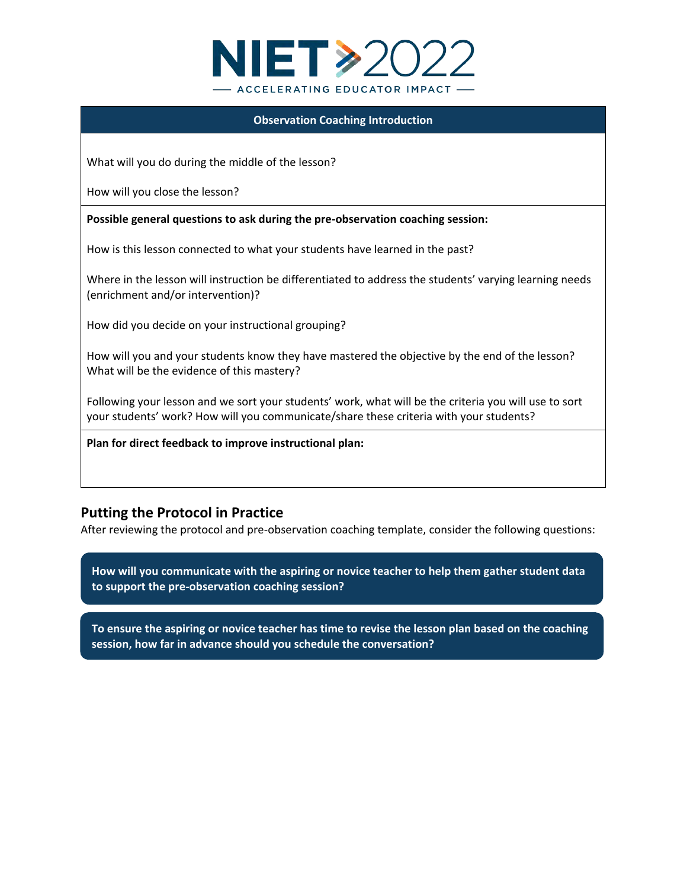NIET 2022

ACCELERATING EDUCATOR IMPACT

| Observation Coaching Introduction |
| --- |
| What will you do during the middle of the lesson?<br><br>How will you close the lesson? |
| **Possible general questions to ask during the pre-observation coaching session:**<br><br>How is this lesson connected to what your students have learned in the past?<br><br>Where in the lesson will instruction be differentiated to address the students' varying learning needs (enrichment and/or intervention)?<br><br>How did you decide on your instructional grouping?<br><br>How will you and your students know they have mastered the objective by the end of the lesson? What will be the evidence of this mastery?<br><br>Following your lesson and we sort your students' work, what will be the criteria you will use to sort your students' work? How will you communicate/share these criteria with your students? |
| **Plan for direct feedback to improve instructional plan:** |

## Putting the Protocol in Practice

After reviewing the protocol and pre-observation coaching template, consider the following questions:

**How will you communicate with the aspiring or novice teacher to help them gather student data to support the pre-observation coaching session?**

**To ensure the aspiring or novice teacher has time to revise the lesson plan based on the coaching session, how far in advance should you schedule the conversation?**